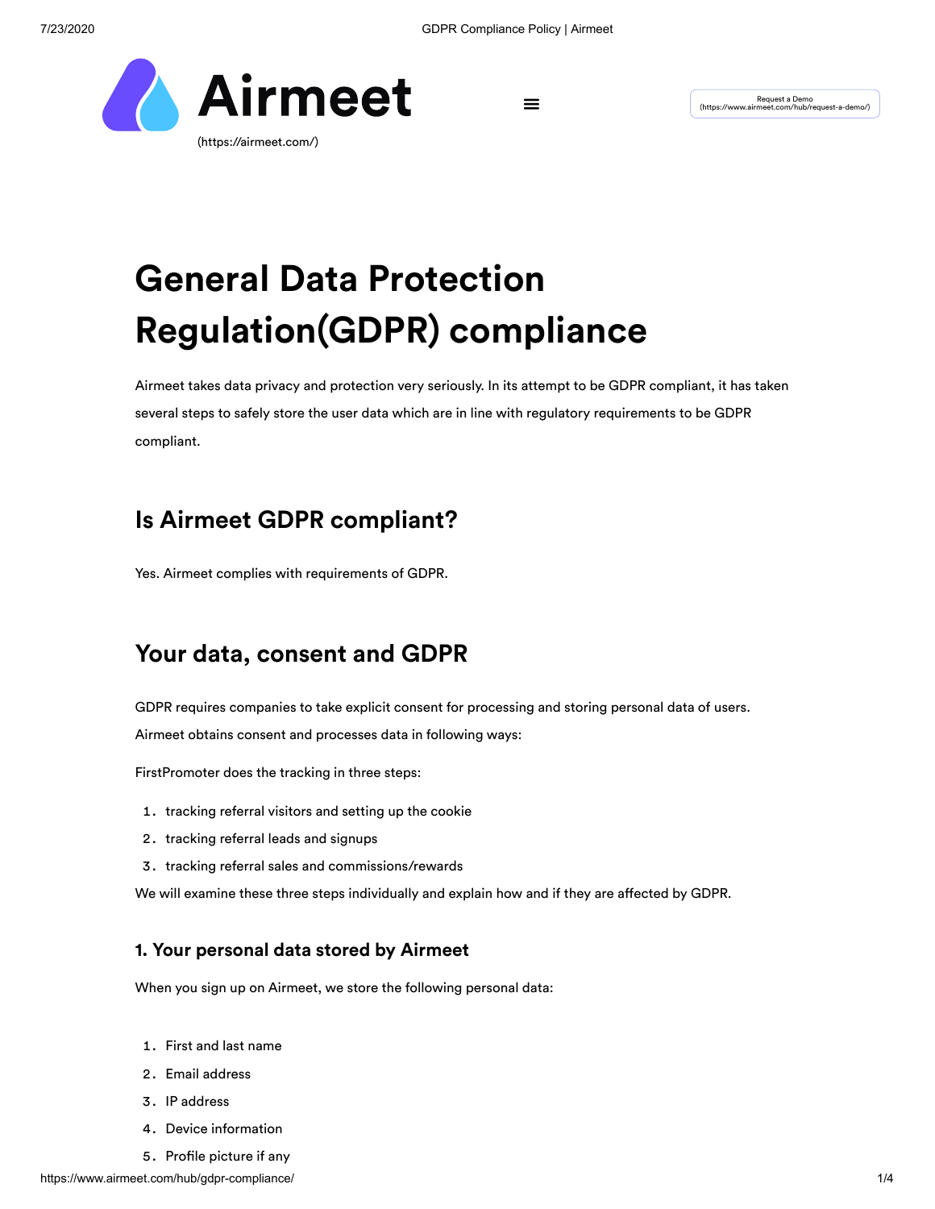Airmeet

(https://airmeet.com/)

Request a Demo
(https://www.airmeet.com/hub/request-a-demo/)

# General Data Protection Regulation(GDPR) compliance

Airmeet takes data privacy and protection very seriously. In its attempt to be GDPR compliant, it has taken several steps to safely store the user data which are in line with regulatory requirements to be GDPR compliant.

## Is Airmeet GDPR compliant?

Yes. Airmeet complies with requirements of GDPR.

## Your data, consent and GDPR

GDPR requires companies to take explicit consent for processing and storing personal data of users. Airmeet obtains consent and processes data in following ways:

FirstPromoter does the tracking in three steps:

1. tracking referral visitors and setting up the cookie
2. tracking referral leads and signups
3. tracking referral sales and commissions/rewards

We will examine these three steps individually and explain how and if they are affected by GDPR.

### 1. Your personal data stored by Airmeet

When you sign up on Airmeet, we store the following personal data:

1. First and last name
2. Email address
3. IP address
4. Device information
5. Profile picture if any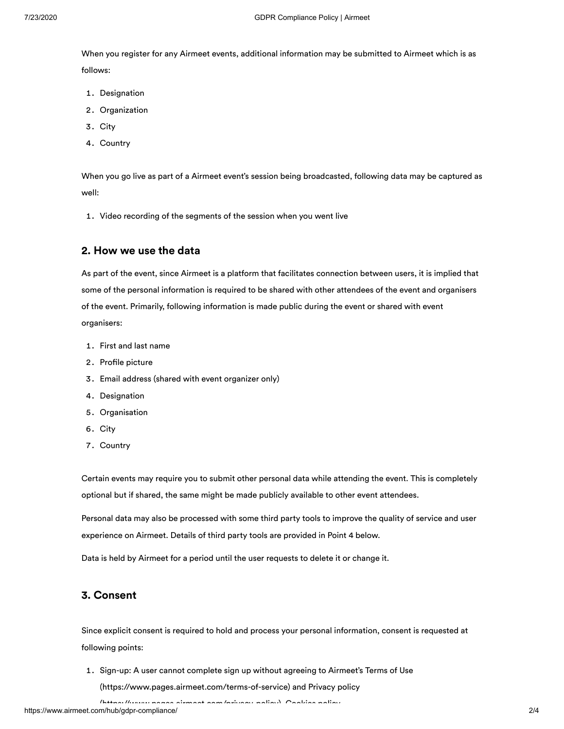When you register for any Airmeet events, additional information may be submitted to Airmeet which is as follows:

1. Designation
2. Organization
3. City
4. Country

When you go live as part of a Airmeet event's session being broadcasted, following data may be captured as well:

1. Video recording of the segments of the session when you went live

## 2. How we use the data

As part of the event, since Airmeet is a platform that facilitates connection between users, it is implied that some of the personal information is required to be shared with other attendees of the event and organisers of the event. Primarily, following information is made public during the event or shared with event organisers:

1. First and last name
2. Profile picture
3. Email address (shared with event organizer only)
4. Designation
5. Organisation
6. City
7. Country

Certain events may require you to submit other personal data while attending the event. This is completely optional but if shared, the same might be made publicly available to other event attendees.

Personal data may also be processed with some third party tools to improve the quality of service and user experience on Airmeet. Details of third party tools are provided in Point 4 below.

Data is held by Airmeet for a period until the user requests to delete it or change it.

## 3. Consent

Since explicit consent is required to hold and process your personal information, consent is requested at following points:

1. Sign-up: A user cannot complete sign up without agreeing to Airmeet's Terms of Use (https://www.pages.airmeet.com/terms-of-service) and Privacy policy (https://www.pages.airmeet.com/privacy-policy), Cookies policy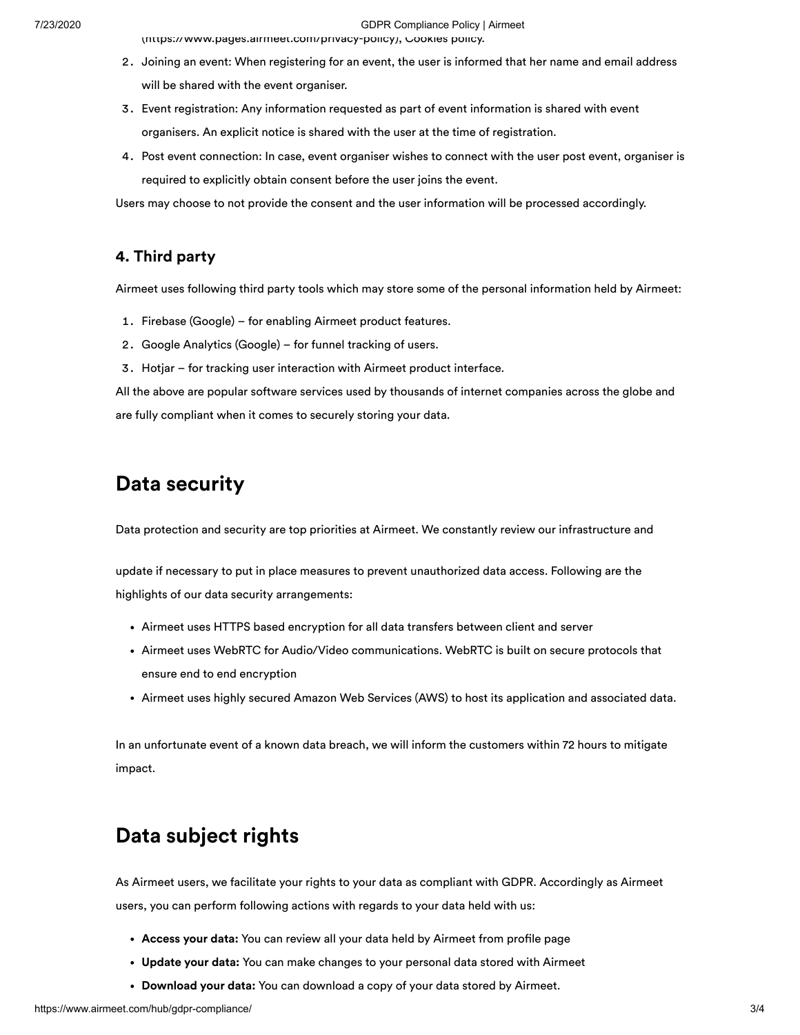(https://www.pages.airmeet.com/privacy-policy), Cookies policy.

2. Joining an event: When registering for an event, the user is informed that her name and email address will be shared with the event organiser.
3. Event registration: Any information requested as part of event information is shared with event organisers. An explicit notice is shared with the user at the time of registration.
4. Post event connection: In case, event organiser wishes to connect with the user post event, organiser is required to explicitly obtain consent before the user joins the event.

Users may choose to not provide the consent and the user information will be processed accordingly.

### 4. Third party

Airmeet uses following third party tools which may store some of the personal information held by Airmeet:

1. Firebase (Google) – for enabling Airmeet product features.
2. Google Analytics (Google) – for funnel tracking of users.
3. Hotjar – for tracking user interaction with Airmeet product interface.

All the above are popular software services used by thousands of internet companies across the globe and are fully compliant when it comes to securely storing your data.

## Data security

Data protection and security are top priorities at Airmeet. We constantly review our infrastructure and

update if necessary to put in place measures to prevent unauthorized data access. Following are the highlights of our data security arrangements:

- Airmeet uses HTTPS based encryption for all data transfers between client and server
- Airmeet uses WebRTC for Audio/Video communications. WebRTC is built on secure protocols that ensure end to end encryption
- Airmeet uses highly secured Amazon Web Services (AWS) to host its application and associated data.

In an unfortunate event of a known data breach, we will inform the customers within 72 hours to mitigate impact.

## Data subject rights

As Airmeet users, we facilitate your rights to your data as compliant with GDPR. Accordingly as Airmeet users, you can perform following actions with regards to your data held with us:

- **Access your data:** You can review all your data held by Airmeet from profile page
- **Update your data:** You can make changes to your personal data stored with Airmeet
- **Download your data:** You can download a copy of your data stored by Airmeet.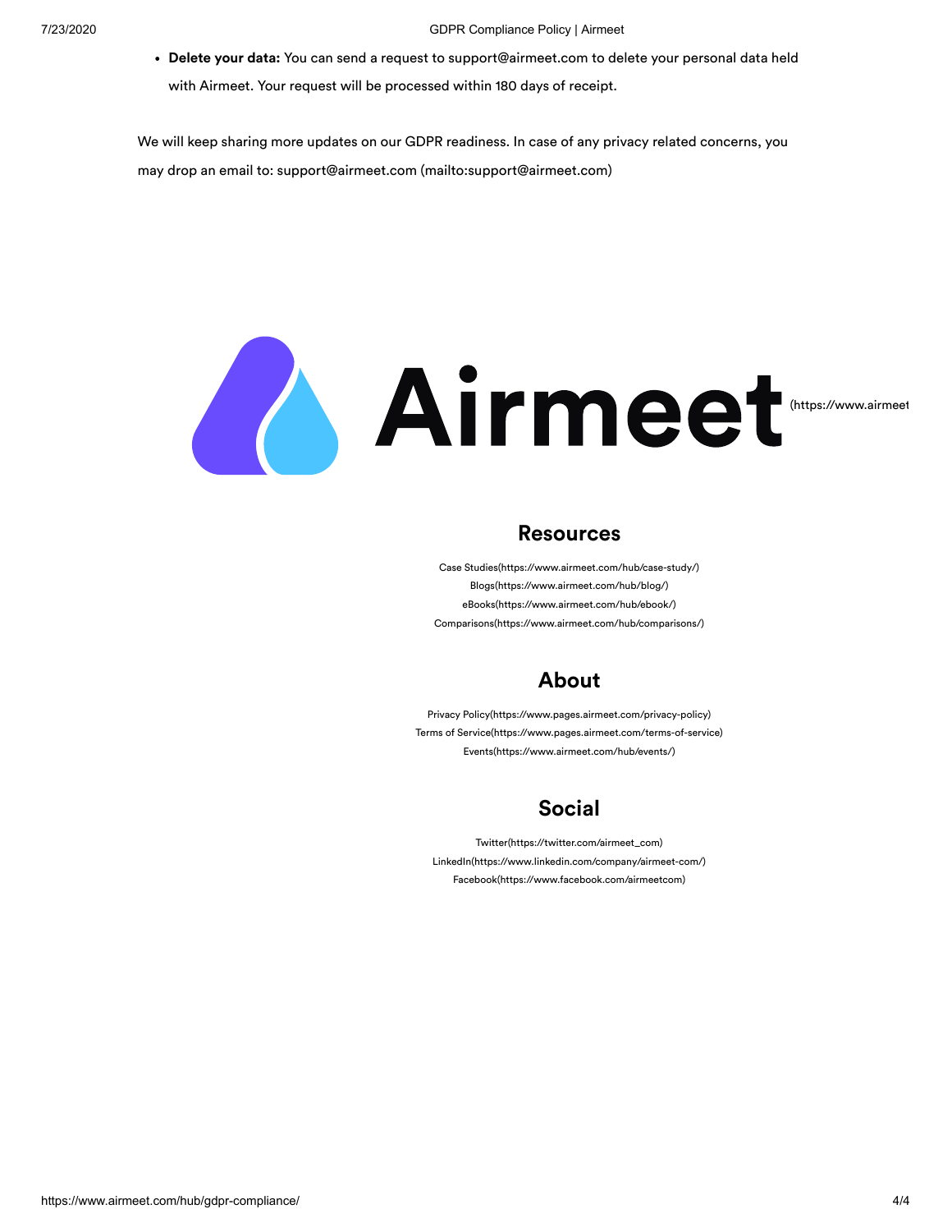- **Delete your data:** You can send a request to support@airmeet.com to delete your personal data held with Airmeet. Your request will be processed within 180 days of receipt.

We will keep sharing more updates on our GDPR readiness. In case of any privacy related concerns, you may drop an email to: support@airmeet.com (mailto:support@airmeet.com)

Airmeet (https://www.airmeet

## Resources

Case Studies(https://www.airmeet.com/hub/case-study/)
Blogs(https://www.airmeet.com/hub/blog/)
eBooks(https://www.airmeet.com/hub/ebook/)
Comparisons(https://www.airmeet.com/hub/comparisons/)

## About

Privacy Policy(https://www.pages.airmeet.com/privacy-policy)
Terms of Service(https://www.pages.airmeet.com/terms-of-service)
Events(https://www.airmeet.com/hub/events/)

## Social

Twitter(https://twitter.com/airmeet_com)
LinkedIn(https://www.linkedin.com/company/airmeet-com/)
Facebook(https://www.facebook.com/airmeetcom)